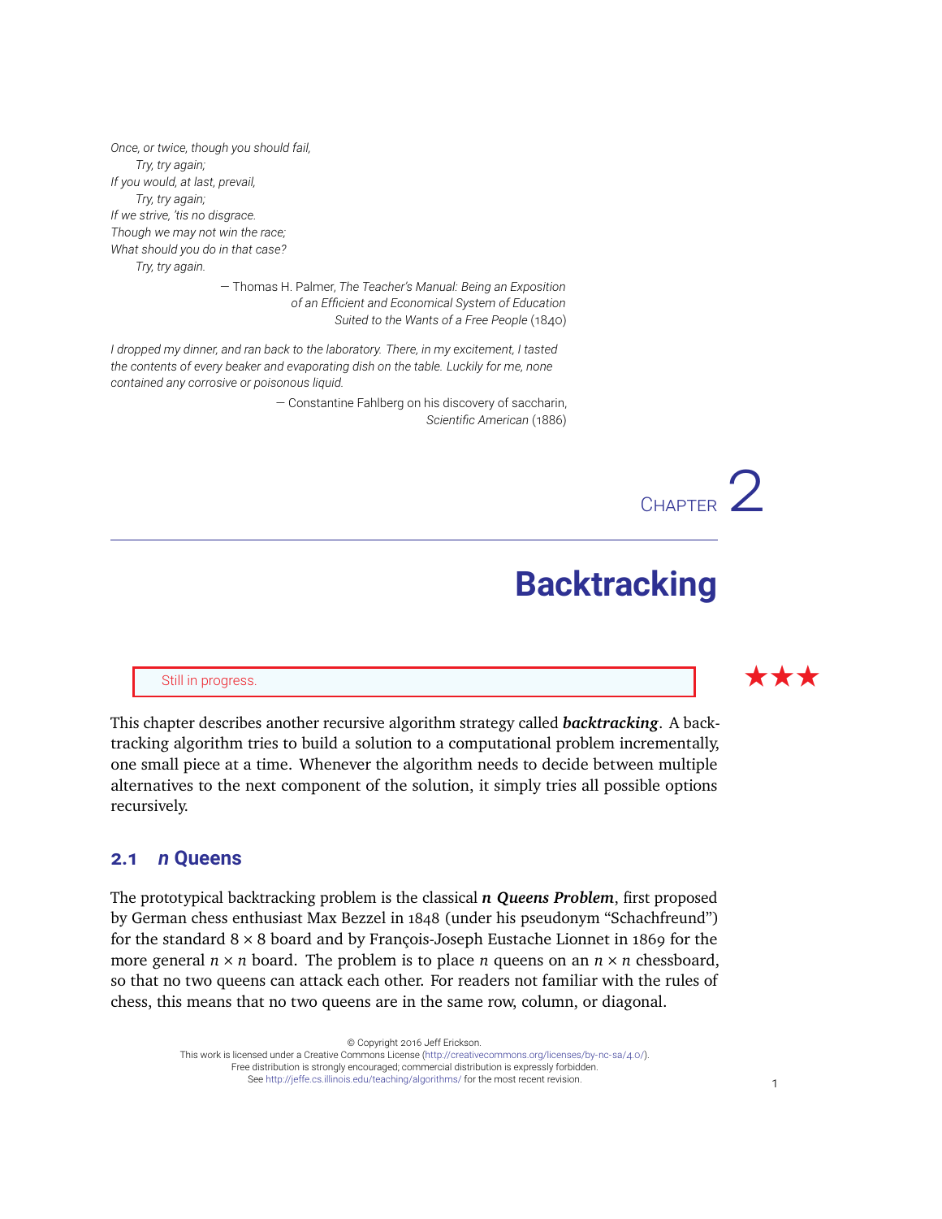*Once, or twice, though you should fail,*
*Try, try again;*
*If you would, at last, prevail,*
*Try, try again;*
*If we strive, 'tis no disgrace.*
*Though we may not win the race;*
*What should you do in that case?*
*Try, try again.*

— Thomas H. Palmer, *The Teacher's Manual: Being an Exposition of an Efficient and Economical System of Education Suited to the Wants of a Free People* (1840)

*I dropped my dinner, and ran back to the laboratory. There, in my excitement, I tasted the contents of every beaker and evaporating dish on the table. Luckily for me, none contained any corrosive or poisonous liquid.*

— Constantine Fahlberg on his discovery of saccharin, *Scientific American* (1886)

# Chapter 2

# Backtracking

Still in progress. ★★★

This chapter describes another recursive algorithm strategy called ***backtracking***. A backtracking algorithm tries to build a solution to a computational problem incrementally, one small piece at a time. Whenever the algorithm needs to decide between multiple alternatives to the next component of the solution, it simply tries all possible options recursively.

## 2.1 *n* Queens

The prototypical backtracking problem is the classical ***n* Queens Problem**, first proposed by German chess enthusiast Max Bezzel in 1848 (under his pseudonym "Schachfreund") for the standard $8 \times 8$ board and by François-Joseph Eustache Lionnet in 1869 for the more general $n \times n$ board. The problem is to place $n$ queens on an $n \times n$ chessboard, so that no two queens can attack each other. For readers not familiar with the rules of chess, this means that no two queens are in the same row, column, or diagonal.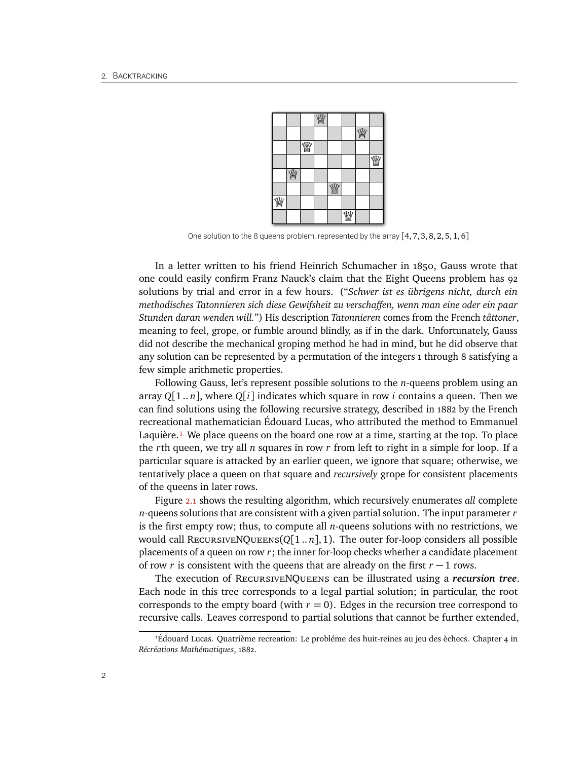One solution to the 8 queens problem, represented by the array $[4, 7, 3, 8, 2, 5, 1, 6]$

In a letter written to his friend Heinrich Schumacher in 1850, Gauss wrote that one could easily confirm Franz Nauck's claim that the Eight Queens problem has 92 solutions by trial and error in a few hours. ("*Schwer ist es übrigens nicht, durch ein methodisches Tatonnieren sich diese Gewißheit zu verschaffen, wenn man eine oder ein paar Stunden daran wenden will.*") His description *Tatonnieren* comes from the French *tâttoner*, meaning to feel, grope, or fumble around blindly, as if in the dark. Unfortunately, Gauss did not describe the mechanical groping method he had in mind, but he did observe that any solution can be represented by a permutation of the integers 1 through 8 satisfying a few simple arithmetic properties.

Following Gauss, let's represent possible solutions to the $n$-queens problem using an array $Q[1..n]$, where $Q[i]$ indicates which square in row $i$ contains a queen. Then we can find solutions using the following recursive strategy, described in 1882 by the French recreational mathematician Édouard Lucas, who attributed the method to Emmanuel Laquière.[1] We place queens on the board one row at a time, starting at the top. To place the $r$th queen, we try all $n$ squares in row $r$ from left to right in a simple for loop. If a particular square is attacked by an earlier queen, we ignore that square; otherwise, we tentatively place a queen on that square and *recursively* grope for consistent placements of the queens in later rows.

Figure 2.1 shows the resulting algorithm, which recursively enumerates *all* complete $n$-queens solutions that are consistent with a given partial solution. The input parameter $r$ is the first empty row; thus, to compute all $n$-queens solutions with no restrictions, we would call RecursiveNQueens($Q[1..n]$, 1). The outer for-loop considers all possible placements of a queen on row $r$; the inner for-loop checks whether a candidate placement of row $r$ is consistent with the queens that are already on the first $r-1$ rows.

The execution of RecursiveNQueens can be illustrated using a ***recursion tree***. Each node in this tree corresponds to a legal partial solution; in particular, the root corresponds to the empty board (with $r = 0$). Edges in the recursion tree correspond to recursive calls. Leaves correspond to partial solutions that cannot be further extended,

[1] Édouard Lucas. Quatrième recreation: Le probléme des huit-reines au jeu des èchecs. Chapter 4 in *Récréations Mathématiques*, 1882.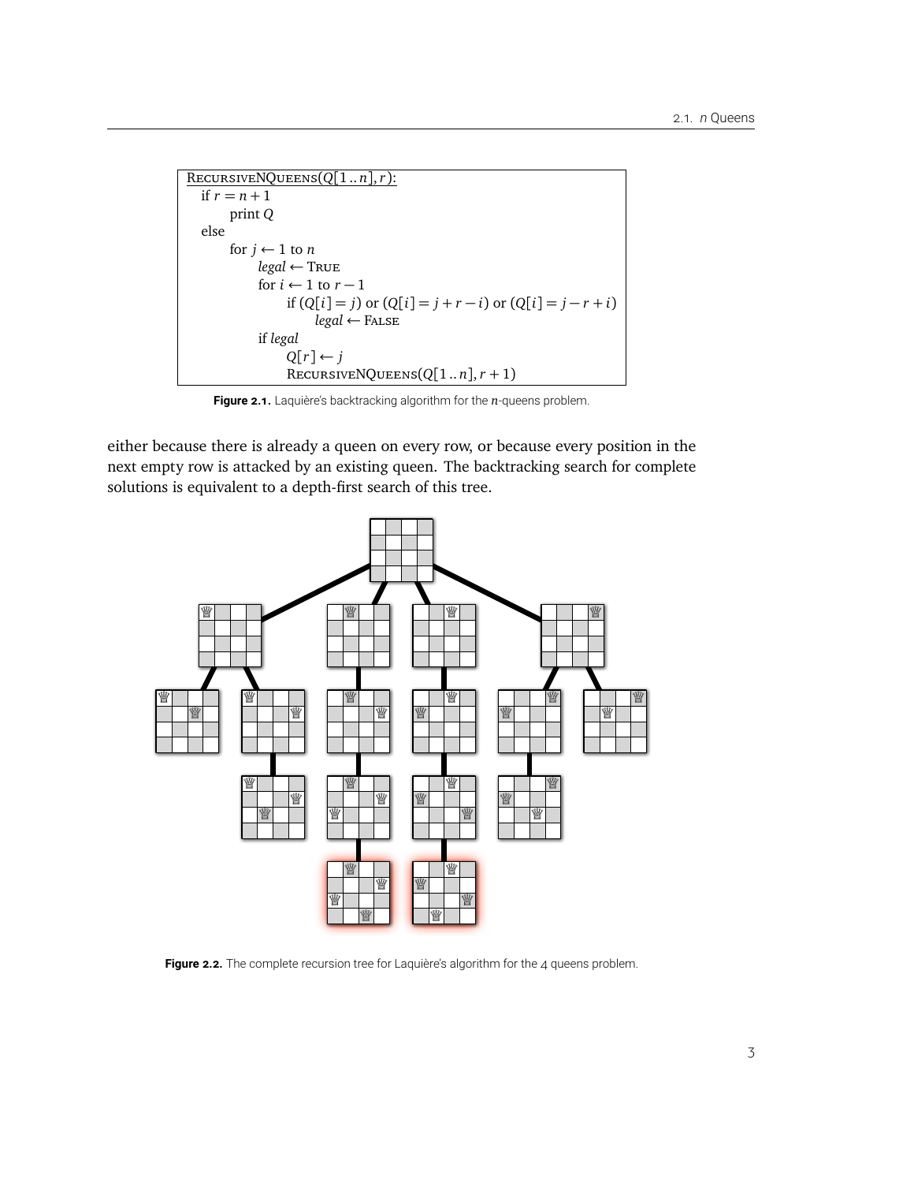```
RecursiveNQueens(Q[1..n], r):
  if r = n + 1
      print Q
  else
      for j ← 1 to n
          legal ← True
          for i ← 1 to r − 1
              if (Q[i] = j) or (Q[i] = j + r − i) or (Q[i] = j − r + i)
                  legal ← False
          if legal
              Q[r] ← j
              RecursiveNQueens(Q[1..n], r + 1)
```

**Figure 2.1.** Laquière's backtracking algorithm for the $n$-queens problem.

either because there is already a queen on every row, or because every position in the next empty row is attacked by an existing queen. The backtracking search for complete solutions is equivalent to a depth-first search of this tree.

**Figure 2.2.** The complete recursion tree for Laquière's algorithm for the 4 queens problem.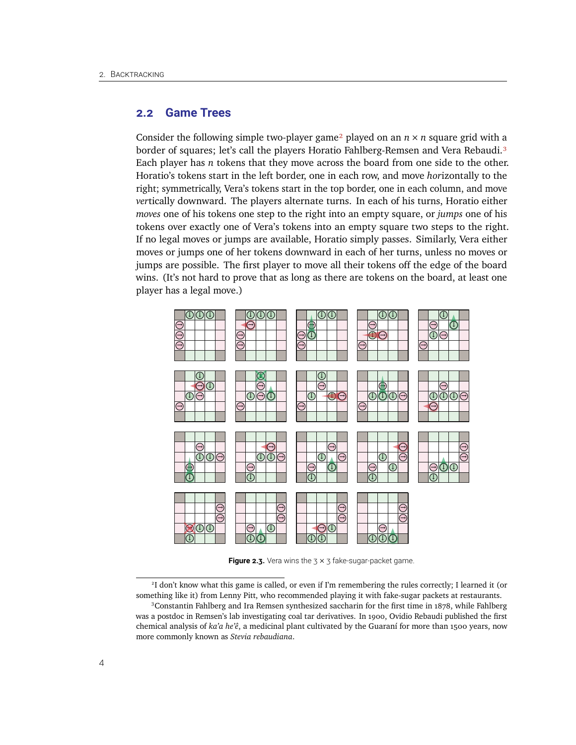## 2.2 Game Trees

Consider the following simple two-player game[2] played on an $n \times n$ square grid with a border of squares; let's call the players Horatio Fahlberg-Remsen and Vera Rebaudi.[3] Each player has $n$ tokens that they move across the board from one side to the other. Horatio's tokens start in the left border, one in each row, and move *hor*izontally to the right; symmetrically, Vera's tokens start in the top border, one in each column, and move *ver*tically downward. The players alternate turns. In each of his turns, Horatio either *moves* one of his tokens one step to the right into an empty square, or *jumps* one of his tokens over exactly one of Vera's tokens into an empty square two steps to the right. If no legal moves or jumps are available, Horatio simply passes. Similarly, Vera either moves or jumps one of her tokens downward in each of her turns, unless no moves or jumps are possible. The first player to move all their tokens off the edge of the board wins. (It's not hard to prove that as long as there are tokens on the board, at least one player has a legal move.)

**Figure 2.3.** Vera wins the $3 \times 3$ fake-sugar-packet game.

[2] I don't know what this game is called, or even if I'm remembering the rules correctly; I learned it (or something like it) from Lenny Pitt, who recommended playing it with fake-sugar packets at restaurants.

[3] Constantin Fahlberg and Ira Remsen synthesized saccharin for the first time in 1878, while Fahlberg was a postdoc in Remsen's lab investigating coal tar derivatives. In 1900, Ovidio Rebaudi published the first chemical analysis of *ka'a he'ê*, a medicinal plant cultivated by the Guaraní for more than 1500 years, now more commonly known as *Stevia rebaudiana*.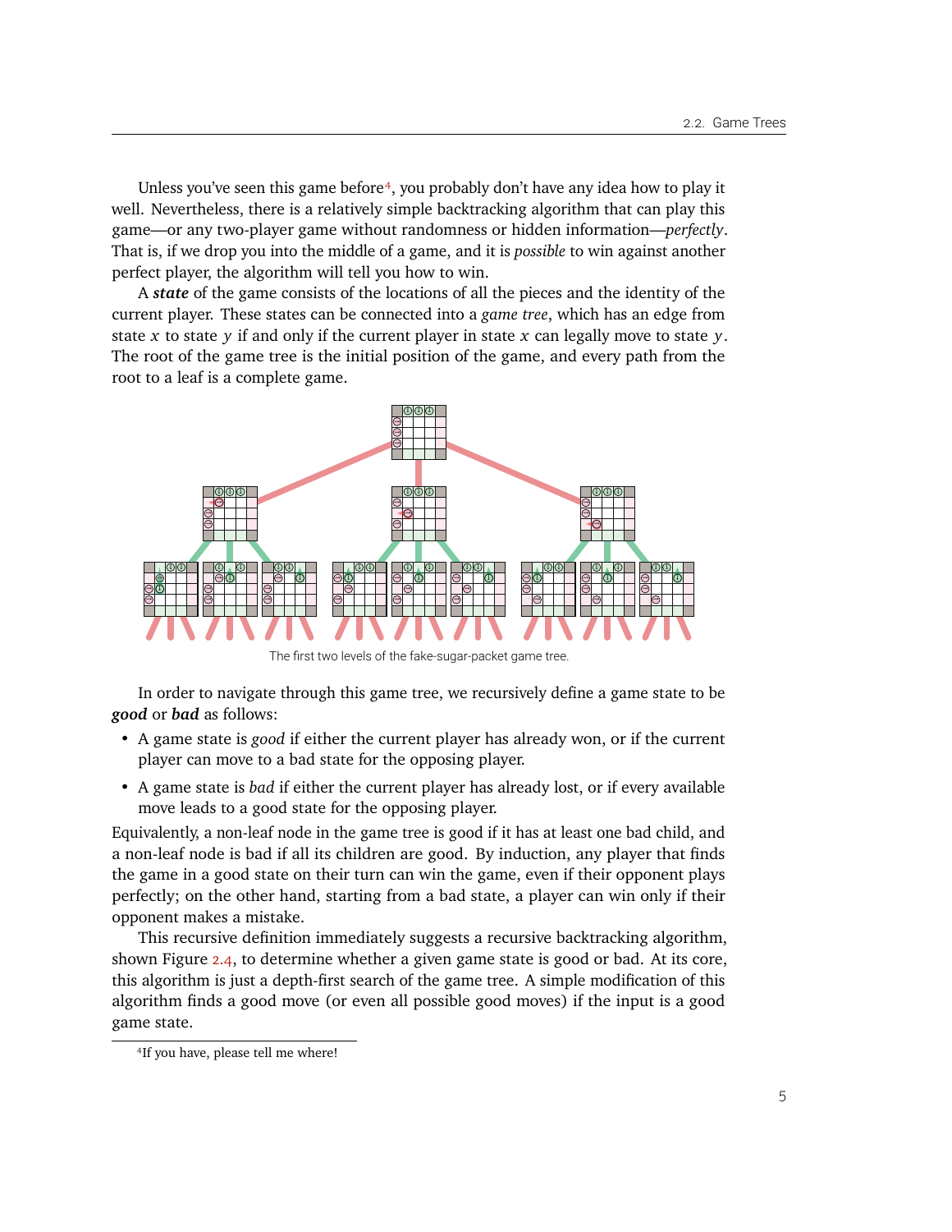Unless you've seen this game before[4], you probably don't have any idea how to play it well. Nevertheless, there is a relatively simple backtracking algorithm that can play this game—or any two-player game without randomness or hidden information—*perfectly*. That is, if we drop you into the middle of a game, and it is *possible* to win against another perfect player, the algorithm will tell you how to win.

A ***state*** of the game consists of the locations of all the pieces and the identity of the current player. These states can be connected into a *game tree*, which has an edge from state $x$ to state $y$ if and only if the current player in state $x$ can legally move to state $y$. The root of the game tree is the initial position of the game, and every path from the root to a leaf is a complete game.

The first two levels of the fake-sugar-packet game tree.

In order to navigate through this game tree, we recursively define a game state to be ***good*** or ***bad*** as follows:

- A game state is *good* if either the current player has already won, or if the current player can move to a bad state for the opposing player.
- A game state is *bad* if either the current player has already lost, or if every available move leads to a good state for the opposing player.

Equivalently, a non-leaf node in the game tree is good if it has at least one bad child, and a non-leaf node is bad if all its children are good. By induction, any player that finds the game in a good state on their turn can win the game, even if their opponent plays perfectly; on the other hand, starting from a bad state, a player can win only if their opponent makes a mistake.

This recursive definition immediately suggests a recursive backtracking algorithm, shown Figure 2.4, to determine whether a given game state is good or bad. At its core, this algorithm is just a depth-first search of the game tree. A simple modification of this algorithm finds a good move (or even all possible good moves) if the input is a good game state.

[4] If you have, please tell me where!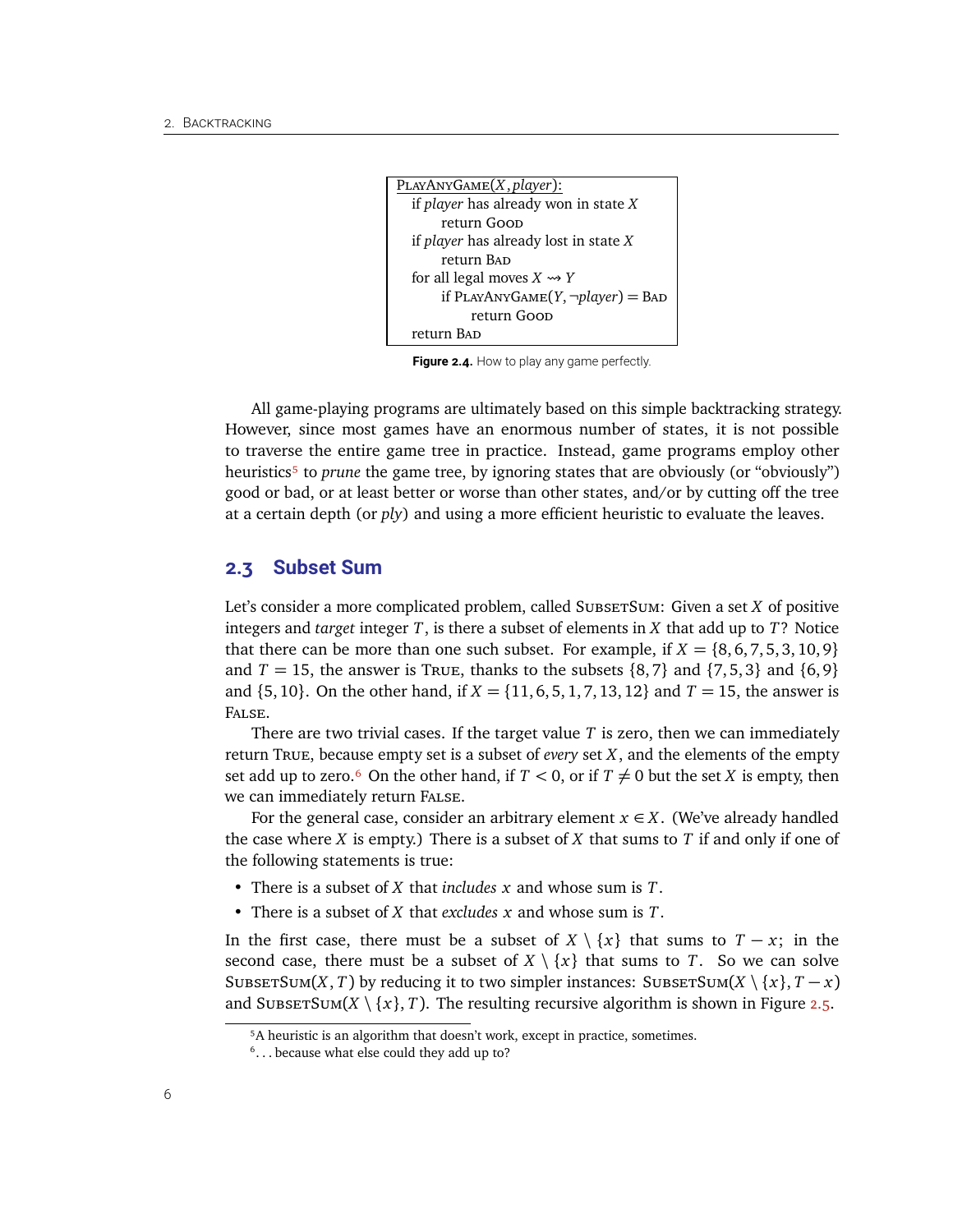```
PlayAnyGame(X, player):
  if player has already won in state X
      return Good
  if player has already lost in state X
      return Bad
  for all legal moves X ⇝ Y
      if PlayAnyGame(Y, ¬player) = Bad
          return Good
  return Bad
```

**Figure 2.4.** How to play any game perfectly.

All game-playing programs are ultimately based on this simple backtracking strategy. However, since most games have an enormous number of states, it is not possible to traverse the entire game tree in practice. Instead, game programs employ other heuristics[5] to *prune* the game tree, by ignoring states that are obviously (or "obviously") good or bad, or at least better or worse than other states, and/or by cutting off the tree at a certain depth (or *ply*) and using a more efficient heuristic to evaluate the leaves.

## 2.3 Subset Sum

Let's consider a more complicated problem, called SubsetSum: Given a set $X$ of positive integers and *target* integer $T$, is there a subset of elements in $X$ that add up to $T$? Notice that there can be more than one such subset. For example, if $X = \{8, 6, 7, 5, 3, 10, 9\}$ and $T = 15$, the answer is True, thanks to the subsets $\{8, 7\}$ and $\{7, 5, 3\}$ and $\{6, 9\}$ and $\{5, 10\}$. On the other hand, if $X = \{11, 6, 5, 1, 7, 13, 12\}$ and $T = 15$, the answer is False.

There are two trivial cases. If the target value $T$ is zero, then we can immediately return True, because empty set is a subset of *every* set $X$, and the elements of the empty set add up to zero.[6] On the other hand, if $T < 0$, or if $T \neq 0$ but the set $X$ is empty, then we can immediately return False.

For the general case, consider an arbitrary element $x \in X$. (We've already handled the case where $X$ is empty.) There is a subset of $X$ that sums to $T$ if and only if one of the following statements is true:

- There is a subset of $X$ that *includes* $x$ and whose sum is $T$.
- There is a subset of $X$ that *excludes* $x$ and whose sum is $T$.

In the first case, there must be a subset of $X \setminus \{x\}$ that sums to $T - x$; in the second case, there must be a subset of $X \setminus \{x\}$ that sums to $T$. So we can solve SubsetSum$(X, T)$ by reducing it to two simpler instances: SubsetSum$(X \setminus \{x\}, T - x)$ and SubsetSum$(X \setminus \{x\}, T)$. The resulting recursive algorithm is shown in Figure 2.5.

[5] A heuristic is an algorithm that doesn't work, except in practice, sometimes.

[6] ... because what else could they add up to?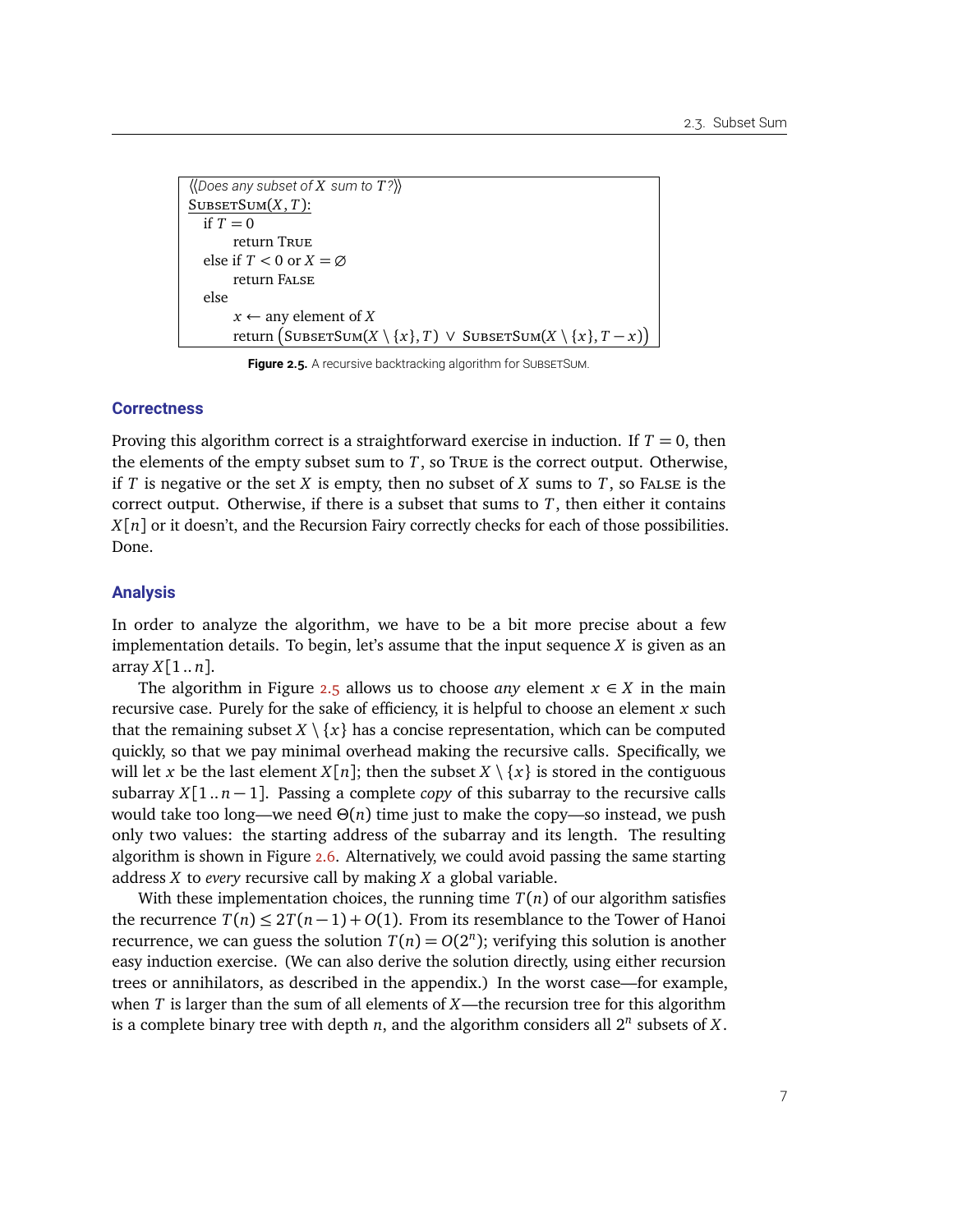```
⟨⟨Does any subset of X sum to T?⟩⟩
SubsetSum(X, T):
  if T = 0
      return True
  else if T < 0 or X = ∅
      return False
  else
      x ← any element of X
      return (SubsetSum(X \ {x}, T) ∨ SubsetSum(X \ {x}, T − x))
```

**Figure 2.5.** A recursive backtracking algorithm for SubsetSum.

### Correctness

Proving this algorithm correct is a straightforward exercise in induction. If $T = 0$, then the elements of the empty subset sum to $T$, so True is the correct output. Otherwise, if $T$ is negative or the set $X$ is empty, then no subset of $X$ sums to $T$, so False is the correct output. Otherwise, if there is a subset that sums to $T$, then either it contains $X[n]$ or it doesn't, and the Recursion Fairy correctly checks for each of those possibilities. Done.

### Analysis

In order to analyze the algorithm, we have to be a bit more precise about a few implementation details. To begin, let's assume that the input sequence $X$ is given as an array $X[1\,..\,n]$.

The algorithm in Figure 2.5 allows us to choose *any* element $x \in X$ in the main recursive case. Purely for the sake of efficiency, it is helpful to choose an element $x$ such that the remaining subset $X \setminus \{x\}$ has a concise representation, which can be computed quickly, so that we pay minimal overhead making the recursive calls. Specifically, we will let $x$ be the last element $X[n]$; then the subset $X \setminus \{x\}$ is stored in the contiguous subarray $X[1\,..\,n-1]$. Passing a complete *copy* of this subarray to the recursive calls would take too long—we need $\Theta(n)$ time just to make the copy—so instead, we push only two values: the starting address of the subarray and its length. The resulting algorithm is shown in Figure 2.6. Alternatively, we could avoid passing the same starting address $X$ to *every* recursive call by making $X$ a global variable.

With these implementation choices, the running time $T(n)$ of our algorithm satisfies the recurrence $T(n) \le 2T(n-1) + O(1)$. From its resemblance to the Tower of Hanoi recurrence, we can guess the solution $T(n) = O(2^n)$; verifying this solution is another easy induction exercise. (We can also derive the solution directly, using either recursion trees or annihilators, as described in the appendix.) In the worst case—for example, when $T$ is larger than the sum of all elements of $X$—the recursion tree for this algorithm is a complete binary tree with depth $n$, and the algorithm considers all $2^n$ subsets of $X$.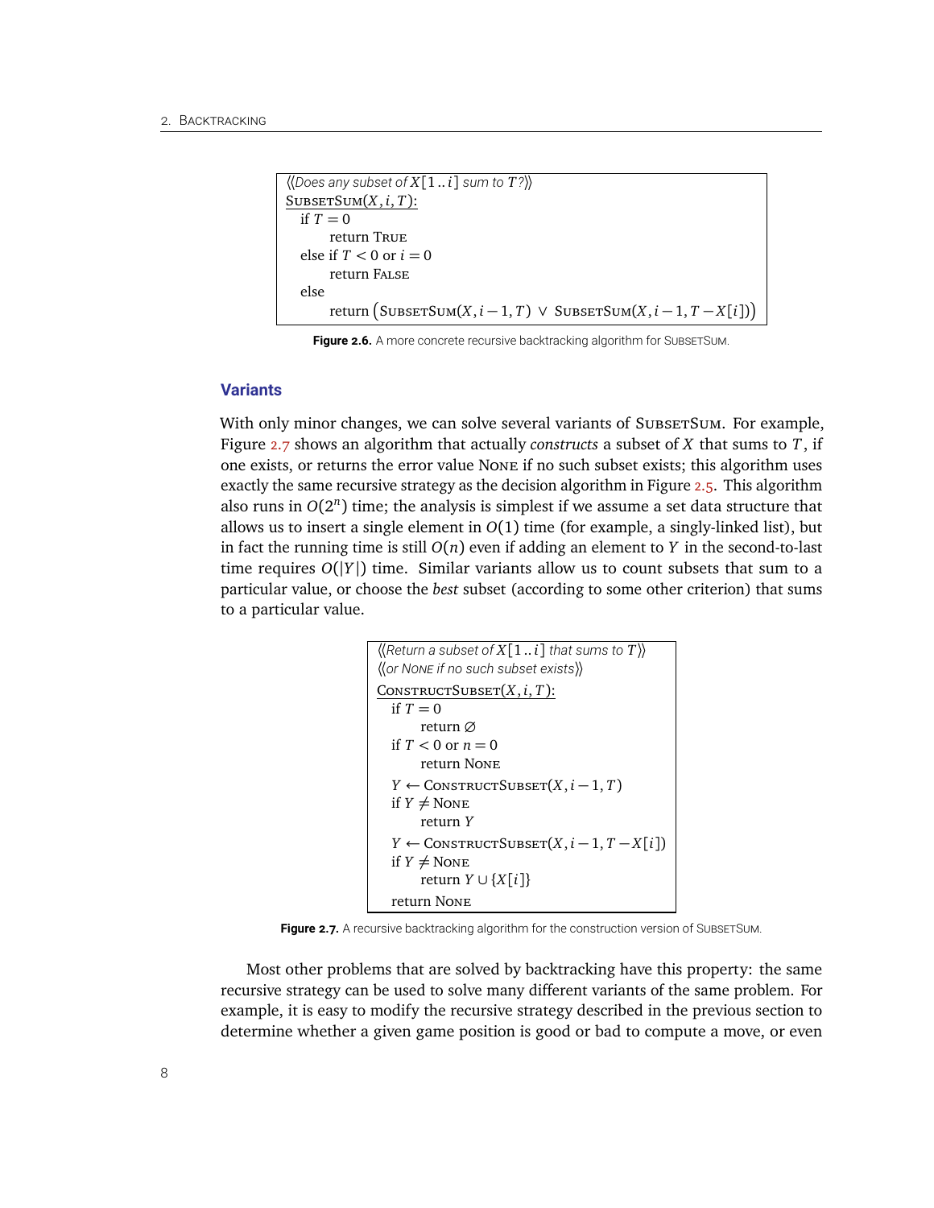```
⟨⟨Does any subset of X[1..i] sum to T?⟩⟩
SubsetSum(X, i, T):
  if T = 0
      return True
  else if T < 0 or i = 0
      return False
  else
      return (SubsetSum(X, i − 1, T) ∨ SubsetSum(X, i − 1, T − X[i]))
```

**Figure 2.6.** A more concrete recursive backtracking algorithm for SubsetSum.

### Variants

With only minor changes, we can solve several variants of SubsetSum. For example, Figure 2.7 shows an algorithm that actually *constructs* a subset of $X$ that sums to $T$, if one exists, or returns the error value None if no such subset exists; this algorithm uses exactly the same recursive strategy as the decision algorithm in Figure 2.5. This algorithm also runs in $O(2^n)$ time; the analysis is simplest if we assume a set data structure that allows us to insert a single element in $O(1)$ time (for example, a singly-linked list), but in fact the running time is still $O(n)$ even if adding an element to $Y$ in the second-to-last time requires $O(|Y|)$ time. Similar variants allow us to count subsets that sum to a particular value, or choose the *best* subset (according to some other criterion) that sums to a particular value.

```
⟨⟨Return a subset of X[1..i] that sums to T⟩⟩
⟨⟨or None if no such subset exists⟩⟩
ConstructSubset(X, i, T):
  if T = 0
      return ∅
  if T < 0 or n = 0
      return None
  Y ← ConstructSubset(X, i − 1, T)
  if Y ≠ None
      return Y
  Y ← ConstructSubset(X, i − 1, T − X[i])
  if Y ≠ None
      return Y ∪ {X[i]}
  return None
```

**Figure 2.7.** A recursive backtracking algorithm for the construction version of SubsetSum.

Most other problems that are solved by backtracking have this property: the same recursive strategy can be used to solve many different variants of the same problem. For example, it is easy to modify the recursive strategy described in the previous section to determine whether a given game position is good or bad to compute a move, or even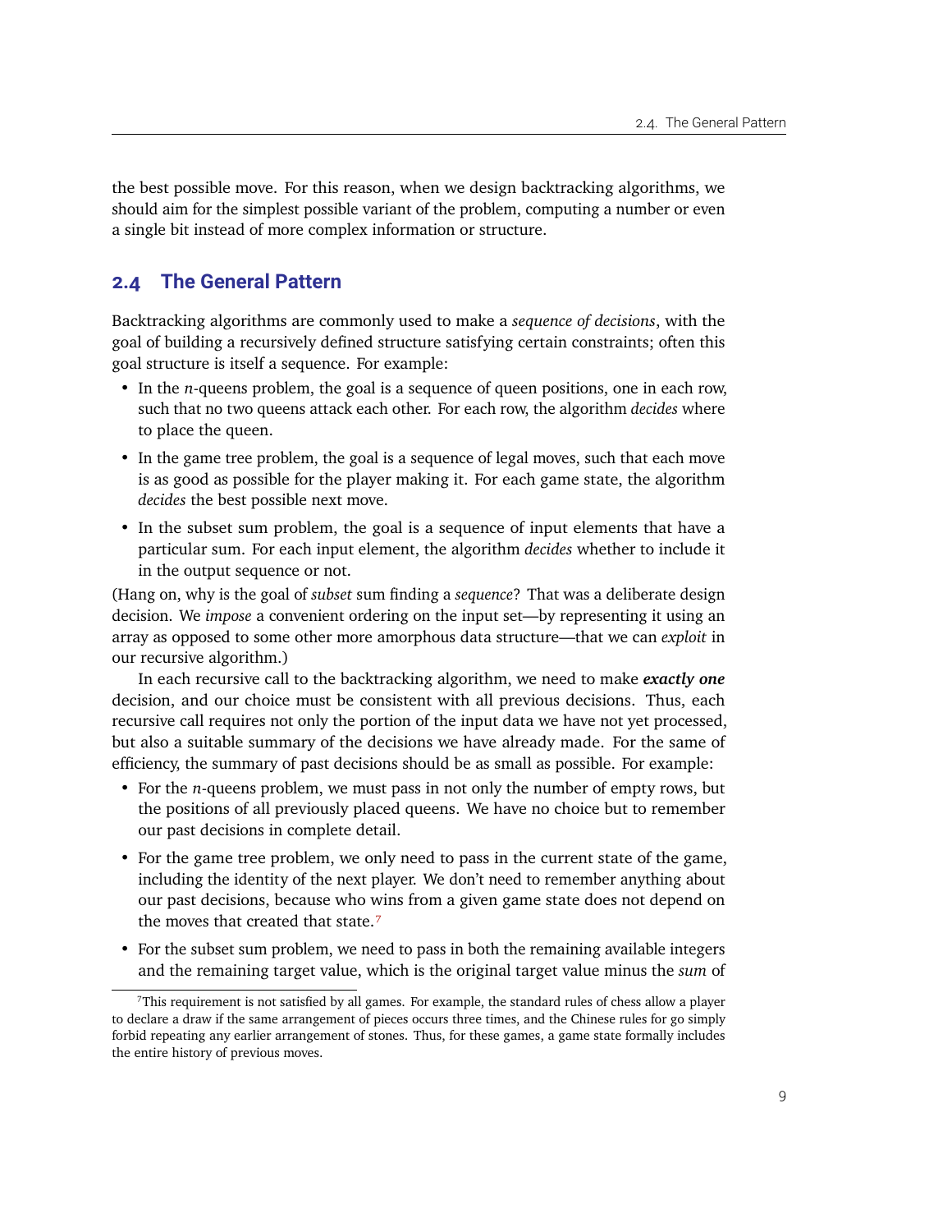the best possible move. For this reason, when we design backtracking algorithms, we should aim for the simplest possible variant of the problem, computing a number or even a single bit instead of more complex information or structure.

## 2.4 The General Pattern

Backtracking algorithms are commonly used to make a *sequence of decisions*, with the goal of building a recursively defined structure satisfying certain constraints; often this goal structure is itself a sequence. For example:

- In the $n$-queens problem, the goal is a sequence of queen positions, one in each row, such that no two queens attack each other. For each row, the algorithm *decides* where to place the queen.
- In the game tree problem, the goal is a sequence of legal moves, such that each move is as good as possible for the player making it. For each game state, the algorithm *decides* the best possible next move.
- In the subset sum problem, the goal is a sequence of input elements that have a particular sum. For each input element, the algorithm *decides* whether to include it in the output sequence or not.

(Hang on, why is the goal of *subset* sum finding a *sequence*? That was a deliberate design decision. We *impose* a convenient ordering on the input set—by representing it using an array as opposed to some other more amorphous data structure—that we can *exploit* in our recursive algorithm.)

In each recursive call to the backtracking algorithm, we need to make ***exactly one*** decision, and our choice must be consistent with all previous decisions. Thus, each recursive call requires not only the portion of the input data we have not yet processed, but also a suitable summary of the decisions we have already made. For the same of efficiency, the summary of past decisions should be as small as possible. For example:

- For the $n$-queens problem, we must pass in not only the number of empty rows, but the positions of all previously placed queens. We have no choice but to remember our past decisions in complete detail.
- For the game tree problem, we only need to pass in the current state of the game, including the identity of the next player. We don't need to remember anything about our past decisions, because who wins from a given game state does not depend on the moves that created that state.[7]
- For the subset sum problem, we need to pass in both the remaining available integers and the remaining target value, which is the original target value minus the *sum* of

[7] This requirement is not satisfied by all games. For example, the standard rules of chess allow a player to declare a draw if the same arrangement of pieces occurs three times, and the Chinese rules for go simply forbid repeating any earlier arrangement of stones. Thus, for these games, a game state formally includes the entire history of previous moves.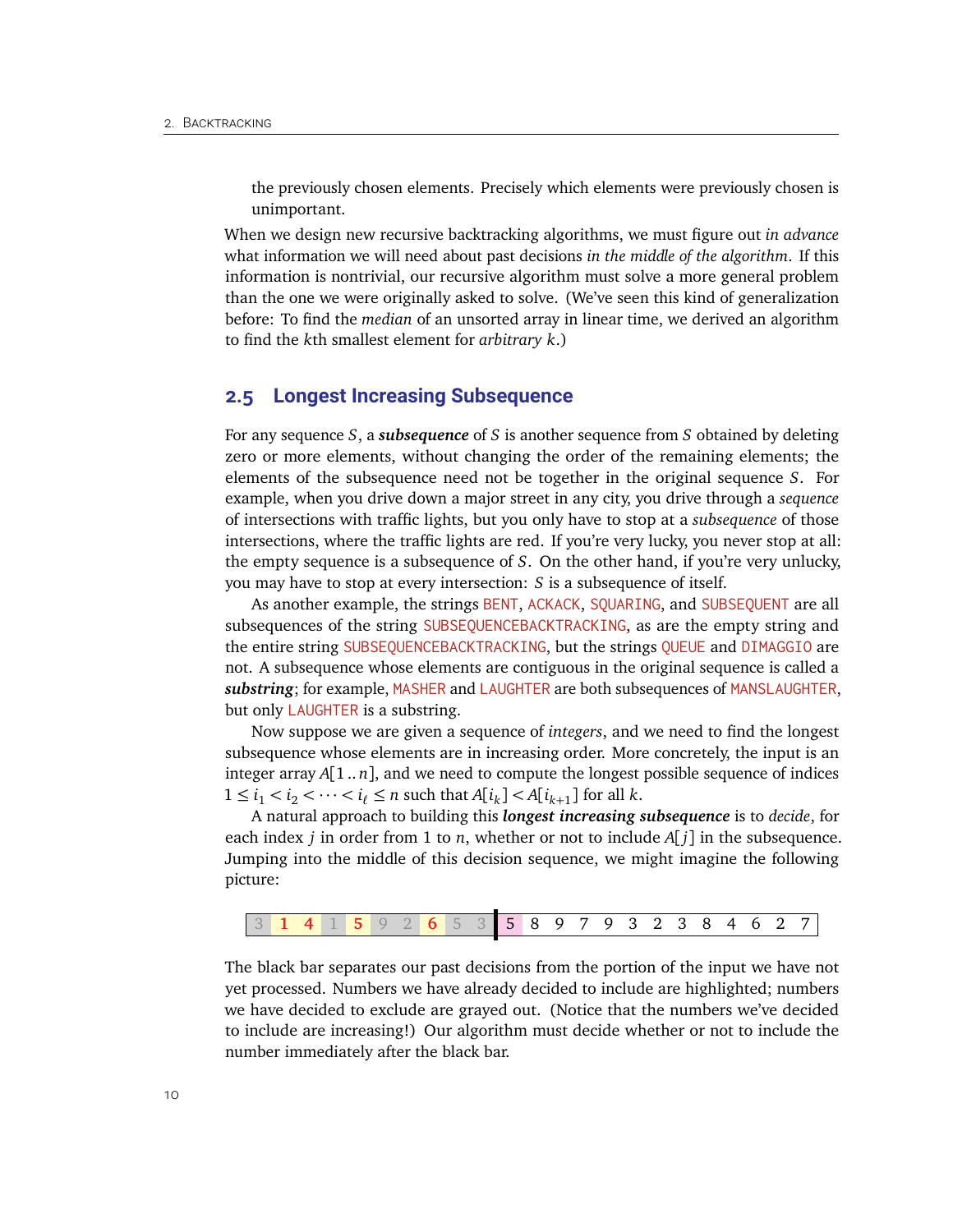the previously chosen elements. Precisely which elements were previously chosen is unimportant.

When we design new recursive backtracking algorithms, we must figure out *in advance* what information we will need about past decisions *in the middle of the algorithm*. If this information is nontrivial, our recursive algorithm must solve a more general problem than the one we were originally asked to solve. (We've seen this kind of generalization before: To find the *median* of an unsorted array in linear time, we derived an algorithm to find the $k$th smallest element for *arbitrary* $k$.)

## 2.5 Longest Increasing Subsequence

For any sequence $S$, a ***subsequence*** of $S$ is another sequence from $S$ obtained by deleting zero or more elements, without changing the order of the remaining elements; the elements of the subsequence need not be together in the original sequence $S$. For example, when you drive down a major street in any city, you drive through a *sequence* of intersections with traffic lights, but you only have to stop at a *subsequence* of those intersections, where the traffic lights are red. If you're very lucky, you never stop at all: the empty sequence is a subsequence of $S$. On the other hand, if you're very unlucky, you may have to stop at every intersection: $S$ is a subsequence of itself.

As another example, the strings `BENT`, `ACKACK`, `SQUARING`, and `SUBSEQUENT` are all subsequences of the string `SUBSEQUENCEBACKTRACKING`, as are the empty string and the entire string `SUBSEQUENCEBACKTRACKING`, but the strings `QUEUE` and `DIMAGGIO` are not. A subsequence whose elements are contiguous in the original sequence is called a ***substring***; for example, `MASHER` and `LAUGHTER` are both subsequences of `MANSLAUGHTER`, but only `LAUGHTER` is a substring.

Now suppose we are given a sequence of *integers*, and we need to find the longest subsequence whose elements are in increasing order. More concretely, the input is an integer array $A[1..n]$, and we need to compute the longest possible sequence of indices $1 \le i_1 < i_2 < \cdots < i_\ell \le n$ such that $A[i_k] < A[i_{k+1}]$ for all $k$.

A natural approach to building this ***longest increasing subsequence*** is to *decide*, for each index $j$ in order from 1 to $n$, whether or not to include $A[j]$ in the subsequence. Jumping into the middle of this decision sequence, we might imagine the following picture:

| 3 | 1 | 4 | 1 | 5 | 9 | 2 | 6 | 5 | 3 | ▌ | 5 | 8 | 9 | 7 | 9 | 3 | 2 | 3 | 8 | 4 | 6 | 2 | 7 |
|---|---|---|---|---|---|---|---|---|---|---|---|---|---|---|---|---|---|---|---|---|---|---|---|

The black bar separates our past decisions from the portion of the input we have not yet processed. Numbers we have already decided to include are highlighted; numbers we have decided to exclude are grayed out. (Notice that the numbers we've decided to include are increasing!) Our algorithm must decide whether or not to include the number immediately after the black bar.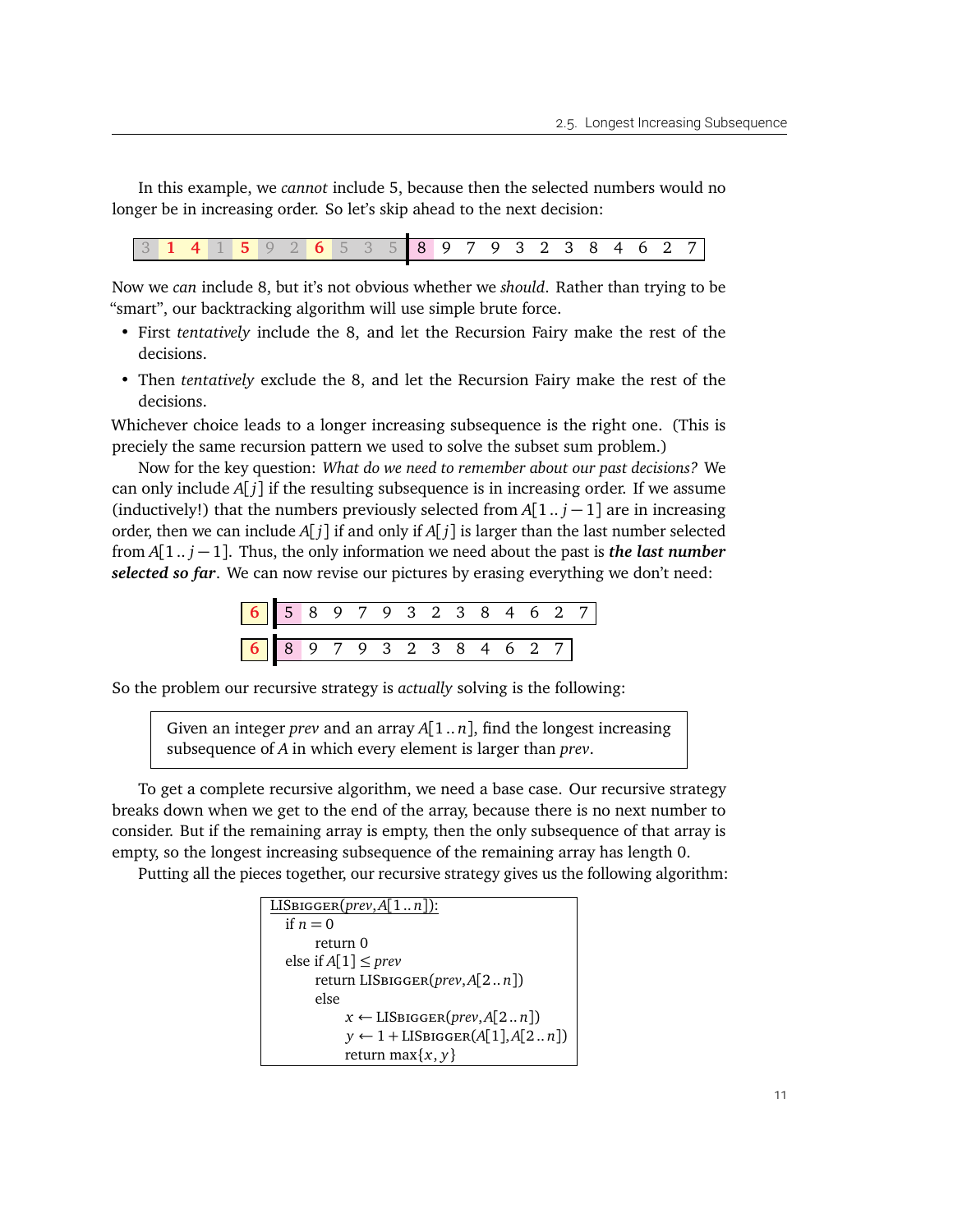In this example, we *cannot* include 5, because then the selected numbers would no longer be in increasing order. So let's skip ahead to the next decision:

| 3 | **1** | **4** | 1 | **5** | 9 | 2 | **6** | 5 | 3 | 5 | 8 | 9 | 7 | 9 | 3 | 2 | 3 | 8 | 4 | 6 | 2 | 7 |
|---|---|---|---|---|---|---|---|---|---|---|---|---|---|---|---|---|---|---|---|---|---|---|

Now we *can* include 8, but it's not obvious whether we *should*. Rather than trying to be "smart", our backtracking algorithm will use simple brute force.

- First *tentatively* include the 8, and let the Recursion Fairy make the rest of the decisions.
- Then *tentatively* exclude the 8, and let the Recursion Fairy make the rest of the decisions.

Whichever choice leads to a longer increasing subsequence is the right one. (This is preciely the same recursion pattern we used to solve the subset sum problem.)

Now for the key question: *What do we need to remember about our past decisions?* We can only include $A[j]$ if the resulting subsequence is in increasing order. If we assume (inductively!) that the numbers previously selected from $A[1..j-1]$ are in increasing order, then we can include $A[j]$ if and only if $A[j]$ is larger than the last number selected from $A[1..j-1]$. Thus, the only information we need about the past is ***the last number selected so far***. We can now revise our pictures by erasing everything we don't need:

| **6** | 5 | 8 | 9 | 7 | 9 | 3 | 2 | 3 | 8 | 4 | 6 | 2 | 7 |
|---|---|---|---|---|---|---|---|---|---|---|---|---|---|

| **6** | 8 | 9 | 7 | 9 | 3 | 2 | 3 | 8 | 4 | 6 | 2 | 7 |
|---|---|---|---|---|---|---|---|---|---|---|---|---|

So the problem our recursive strategy is *actually* solving is the following:

> Given an integer *prev* and an array $A[1..n]$, find the longest increasing subsequence of $A$ in which every element is larger than *prev*.

To get a complete recursive algorithm, we need a base case. Our recursive strategy breaks down when we get to the end of the array, because there is no next number to consider. But if the remaining array is empty, then the only subsequence of that array is empty, so the longest increasing subsequence of the remaining array has length 0.

Putting all the pieces together, our recursive strategy gives us the following algorithm:

```
LISBigger(prev, A[1..n]):
  if n = 0
      return 0
  else if A[1] ≤ prev
      return LISBigger(prev, A[2..n])
  else
      x ← LISBigger(prev, A[2..n])
      y ← 1 + LISBigger(A[1], A[2..n])
      return max{x, y}
```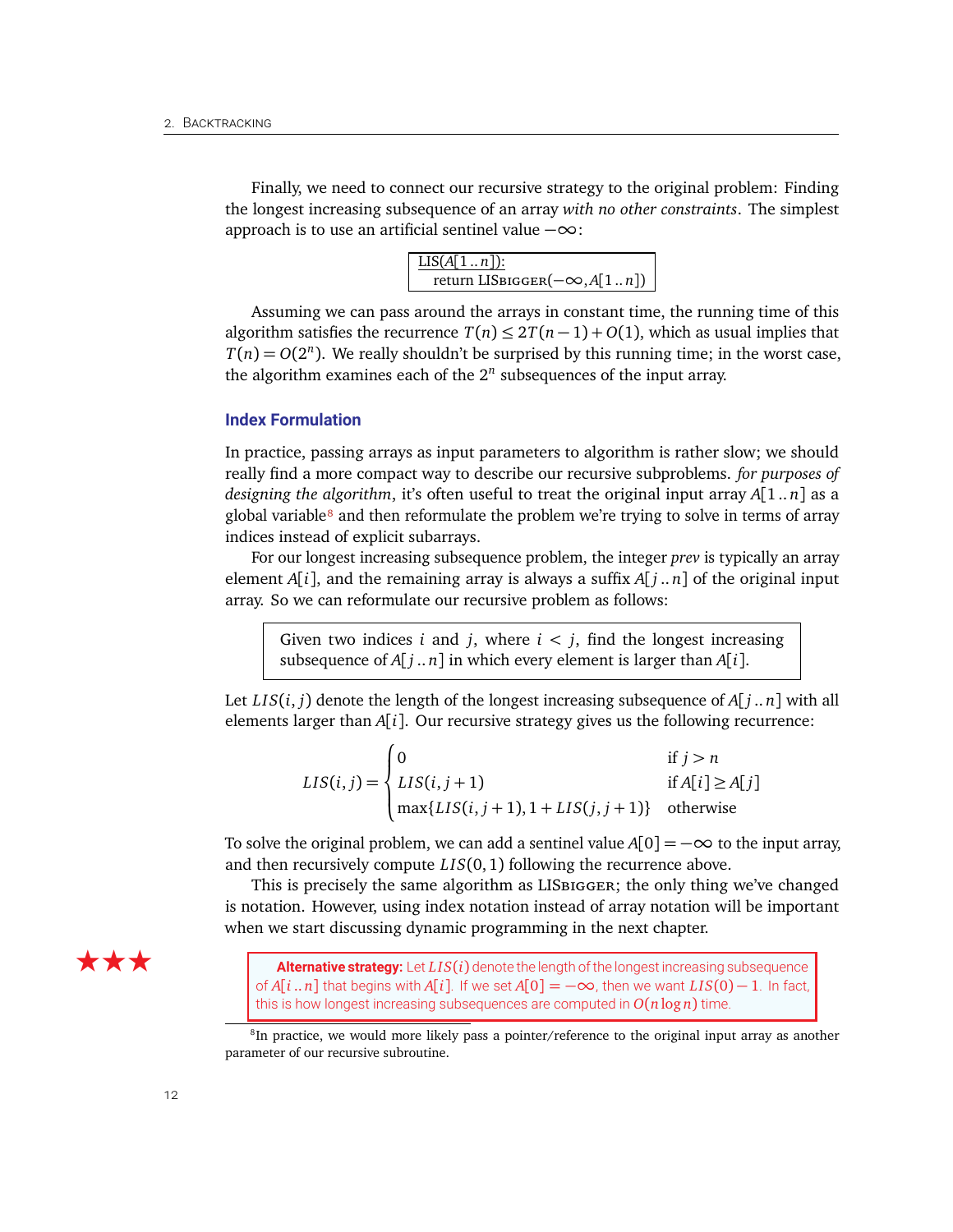Finally, we need to connect our recursive strategy to the original problem: Finding the longest increasing subsequence of an array *with no other constraints*. The simplest approach is to use an artificial sentinel value $-\infty$:

```
LIS(A[1..n]):
  return LISBIGGER(−∞, A[1..n])
```

Assuming we can pass around the arrays in constant time, the running time of this algorithm satisfies the recurrence $T(n) \le 2T(n-1) + O(1)$, which as usual implies that $T(n) = O(2^n)$. We really shouldn't be surprised by this running time; in the worst case, the algorithm examines each of the $2^n$ subsequences of the input array.

### Index Formulation

In practice, passing arrays as input parameters to algorithm is rather slow; we should really find a more compact way to describe our recursive subproblems. *for purposes of designing the algorithm*, it's often useful to treat the original input array $A[1..n]$ as a global variable[8] and then reformulate the problem we're trying to solve in terms of array indices instead of explicit subarrays.

For our longest increasing subsequence problem, the integer *prev* is typically an array element $A[i]$, and the remaining array is always a suffix $A[j..n]$ of the original input array. So we can reformulate our recursive problem as follows:

> Given two indices $i$ and $j$, where $i < j$, find the longest increasing subsequence of $A[j..n]$ in which every element is larger than $A[i]$.

Let $LIS(i, j)$ denote the length of the longest increasing subsequence of $A[j..n]$ with all elements larger than $A[i]$. Our recursive strategy gives us the following recurrence:

$$LIS(i,j) = \begin{cases} 0 & \text{if } j > n \\ LIS(i, j+1) & \text{if } A[i] \ge A[j] \\ \max\{LIS(i, j+1), 1 + LIS(j, j+1)\} & \text{otherwise} \end{cases}$$

To solve the original problem, we can add a sentinel value $A[0] = -\infty$ to the input array, and then recursively compute $LIS(0, 1)$ following the recurrence above.

This is precisely the same algorithm as LISBIGGER; the only thing we've changed is notation. However, using index notation instead of array notation will be important when we start discussing dynamic programming in the next chapter.

★★★

**Alternative strategy:** Let $LIS(i)$ denote the length of the longest increasing subsequence of $A[i..n]$ that begins with $A[i]$. If we set $A[0] = -\infty$, then we want $LIS(0) - 1$. In fact, this is how longest increasing subsequences are computed in $O(n \log n)$ time.

[8] In practice, we would more likely pass a pointer/reference to the original input array as another parameter of our recursive subroutine.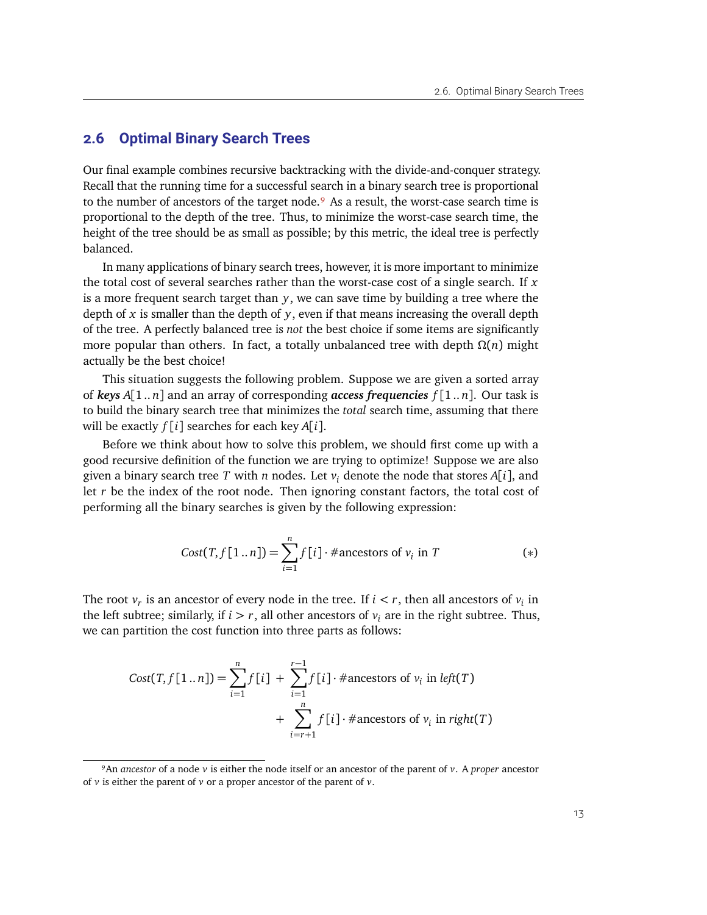## 2.6 Optimal Binary Search Trees

Our final example combines recursive backtracking with the divide-and-conquer strategy. Recall that the running time for a successful search in a binary search tree is proportional to the number of ancestors of the target node.[9] As a result, the worst-case search time is proportional to the depth of the tree. Thus, to minimize the worst-case search time, the height of the tree should be as small as possible; by this metric, the ideal tree is perfectly balanced.

In many applications of binary search trees, however, it is more important to minimize the total cost of several searches rather than the worst-case cost of a single search. If $x$ is a more frequent search target than $y$, we can save time by building a tree where the depth of $x$ is smaller than the depth of $y$, even if that means increasing the overall depth of the tree. A perfectly balanced tree is *not* the best choice if some items are significantly more popular than others. In fact, a totally unbalanced tree with depth $\Omega(n)$ might actually be the best choice!

This situation suggests the following problem. Suppose we are given a sorted array of ***keys*** $A[1..n]$ and an array of corresponding ***access frequencies*** $f[1..n]$. Our task is to build the binary search tree that minimizes the *total* search time, assuming that there will be exactly $f[i]$ searches for each key $A[i]$.

Before we think about how to solve this problem, we should first come up with a good recursive definition of the function we are trying to optimize! Suppose we are also given a binary search tree $T$ with $n$ nodes. Let $v_i$ denote the node that stores $A[i]$, and let $r$ be the index of the root node. Then ignoring constant factors, the total cost of performing all the binary searches is given by the following expression:

$$Cost(T, f[1..n]) = \sum_{i=1}^{n} f[i] \cdot \#\text{ancestors of } v_i \text{ in } T \qquad (*)$$

The root $v_r$ is an ancestor of every node in the tree. If $i < r$, then all ancestors of $v_i$ in the left subtree; similarly, if $i > r$, all other ancestors of $v_i$ are in the right subtree. Thus, we can partition the cost function into three parts as follows:

$$\begin{aligned} Cost(T, f[1..n]) = \sum_{i=1}^{n} f[i] \;+\; &\sum_{i=1}^{r-1} f[i] \cdot \#\text{ancestors of } v_i \text{ in } \mathit{left}(T) \\ +\; &\sum_{i=r+1}^{n} f[i] \cdot \#\text{ancestors of } v_i \text{ in } \mathit{right}(T) \end{aligned}$$

---

[9] An *ancestor* of a node $v$ is either the node itself or an ancestor of the parent of $v$. A *proper* ancestor of $v$ is either the parent of $v$ or a proper ancestor of the parent of $v$.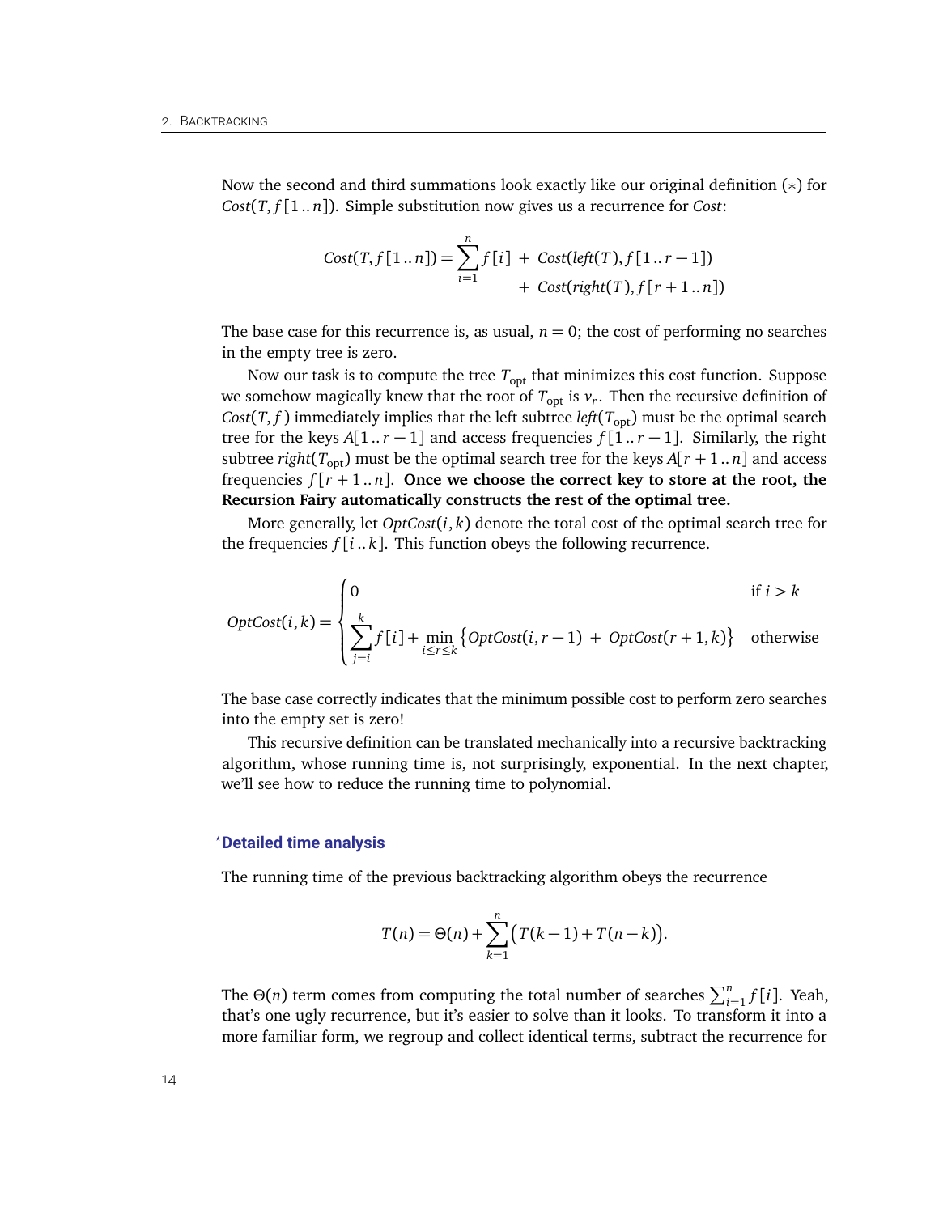Now the second and third summations look exactly like our original definition ($*$) for $Cost(T, f[1..n])$. Simple substitution now gives us a recurrence for $Cost$:

$$Cost(T, f[1..n]) = \sum_{i=1}^{n} f[i] \;+\; Cost(left(T), f[1..r-1]) \\ \;+\; Cost(right(T), f[r+1..n])$$

The base case for this recurrence is, as usual, $n = 0$; the cost of performing no searches in the empty tree is zero.

Now our task is to compute the tree $T_{\text{opt}}$ that minimizes this cost function. Suppose we somehow magically knew that the root of $T_{\text{opt}}$ is $v_r$. Then the recursive definition of $Cost(T, f)$ immediately implies that the left subtree $left(T_{\text{opt}})$ must be the optimal search tree for the keys $A[1..r-1]$ and access frequencies $f[1..r-1]$. Similarly, the right subtree $right(T_{\text{opt}})$ must be the optimal search tree for the keys $A[r+1..n]$ and access frequencies $f[r+1..n]$. **Once we choose the correct key to store at the root, the Recursion Fairy automatically constructs the rest of the optimal tree.**

More generally, let $OptCost(i, k)$ denote the total cost of the optimal search tree for the frequencies $f[i..k]$. This function obeys the following recurrence.

$$OptCost(i, k) = \begin{cases} 0 & \text{if } i > k \\ \displaystyle\sum_{j=i}^{k} f[i] + \min_{i \le r \le k} \big\{ OptCost(i, r-1) \;+\; OptCost(r+1, k) \big\} & \text{otherwise} \end{cases}$$

The base case correctly indicates that the minimum possible cost to perform zero searches into the empty set is zero!

This recursive definition can be translated mechanically into a recursive backtracking algorithm, whose running time is, not surprisingly, exponential. In the next chapter, we'll see how to reduce the running time to polynomial.

### *Detailed time analysis

The running time of the previous backtracking algorithm obeys the recurrence

$$T(n) = \Theta(n) + \sum_{k=1}^{n} \big( T(k-1) + T(n-k) \big).$$

The $\Theta(n)$ term comes from computing the total number of searches $\sum_{i=1}^{n} f[i]$. Yeah, that's one ugly recurrence, but it's easier to solve than it looks. To transform it into a more familiar form, we regroup and collect identical terms, subtract the recurrence for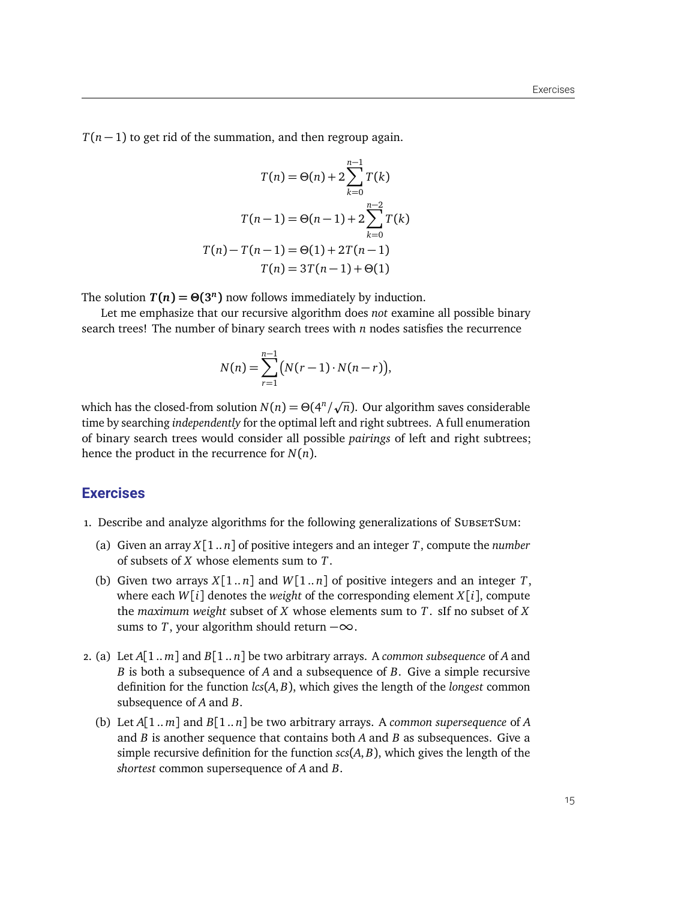$T(n-1)$ to get rid of the summation, and then regroup again.

$$\begin{aligned}
T(n) &= \Theta(n) + 2\sum_{k=0}^{n-1} T(k) \\
T(n-1) &= \Theta(n-1) + 2\sum_{k=0}^{n-2} T(k) \\
T(n) - T(n-1) &= \Theta(1) + 2T(n-1) \\
T(n) &= 3T(n-1) + \Theta(1)
\end{aligned}$$

The solution $\boldsymbol{T(n) = \Theta(3^n)}$ now follows immediately by induction.

Let me emphasize that our recursive algorithm does *not* examine all possible binary search trees! The number of binary search trees with $n$ nodes satisfies the recurrence

$$N(n) = \sum_{r=1}^{n-1} \big(N(r-1) \cdot N(n-r)\big),$$

which has the closed-from solution $N(n) = \Theta(4^n/\sqrt{n})$. Our algorithm saves considerable time by searching *independently* for the optimal left and right subtrees. A full enumeration of binary search trees would consider all possible *pairings* of left and right subtrees; hence the product in the recurrence for $N(n)$.

## Exercises

1. Describe and analyze algorithms for the following generalizations of SubsetSum:

   (a) Given an array $X[1..n]$ of positive integers and an integer $T$, compute the *number* of subsets of $X$ whose elements sum to $T$.

   (b) Given two arrays $X[1..n]$ and $W[1..n]$ of positive integers and an integer $T$, where each $W[i]$ denotes the *weight* of the corresponding element $X[i]$, compute the *maximum weight* subset of $X$ whose elements sum to $T$. sIf no subset of $X$ sums to $T$, your algorithm should return $-\infty$.

2. (a) Let $A[1..m]$ and $B[1..n]$ be two arbitrary arrays. A *common subsequence* of $A$ and $B$ is both a subsequence of $A$ and a subsequence of $B$. Give a simple recursive definition for the function *lcs*$(A, B)$, which gives the length of the *longest* common subsequence of $A$ and $B$.

   (b) Let $A[1..m]$ and $B[1..n]$ be two arbitrary arrays. A *common supersequence* of $A$ and $B$ is another sequence that contains both $A$ and $B$ as subsequences. Give a simple recursive definition for the function *scs*$(A, B)$, which gives the length of the *shortest* common supersequence of $A$ and $B$.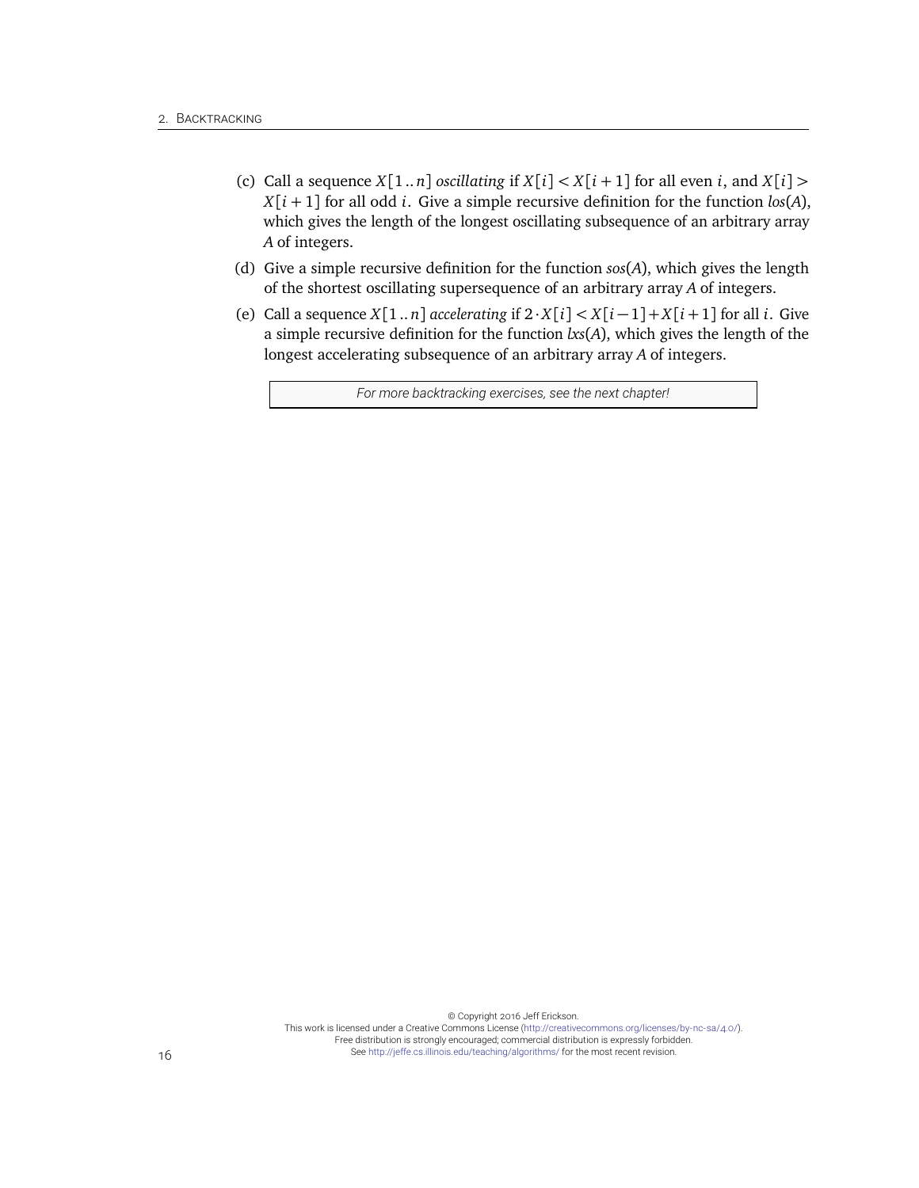(c) Call a sequence $X[1..n]$ *oscillating* if $X[i] < X[i+1]$ for all even $i$, and $X[i] > X[i+1]$ for all odd $i$. Give a simple recursive definition for the function *los*($A$), which gives the length of the longest oscillating subsequence of an arbitrary array $A$ of integers.

(d) Give a simple recursive definition for the function *sos*($A$), which gives the length of the shortest oscillating supersequence of an arbitrary array $A$ of integers.

(e) Call a sequence $X[1..n]$ *accelerating* if $2 \cdot X[i] < X[i-1] + X[i+1]$ for all $i$. Give a simple recursive definition for the function *lxs*($A$), which gives the length of the longest accelerating subsequence of an arbitrary array $A$ of integers.

*For more backtracking exercises, see the next chapter!*